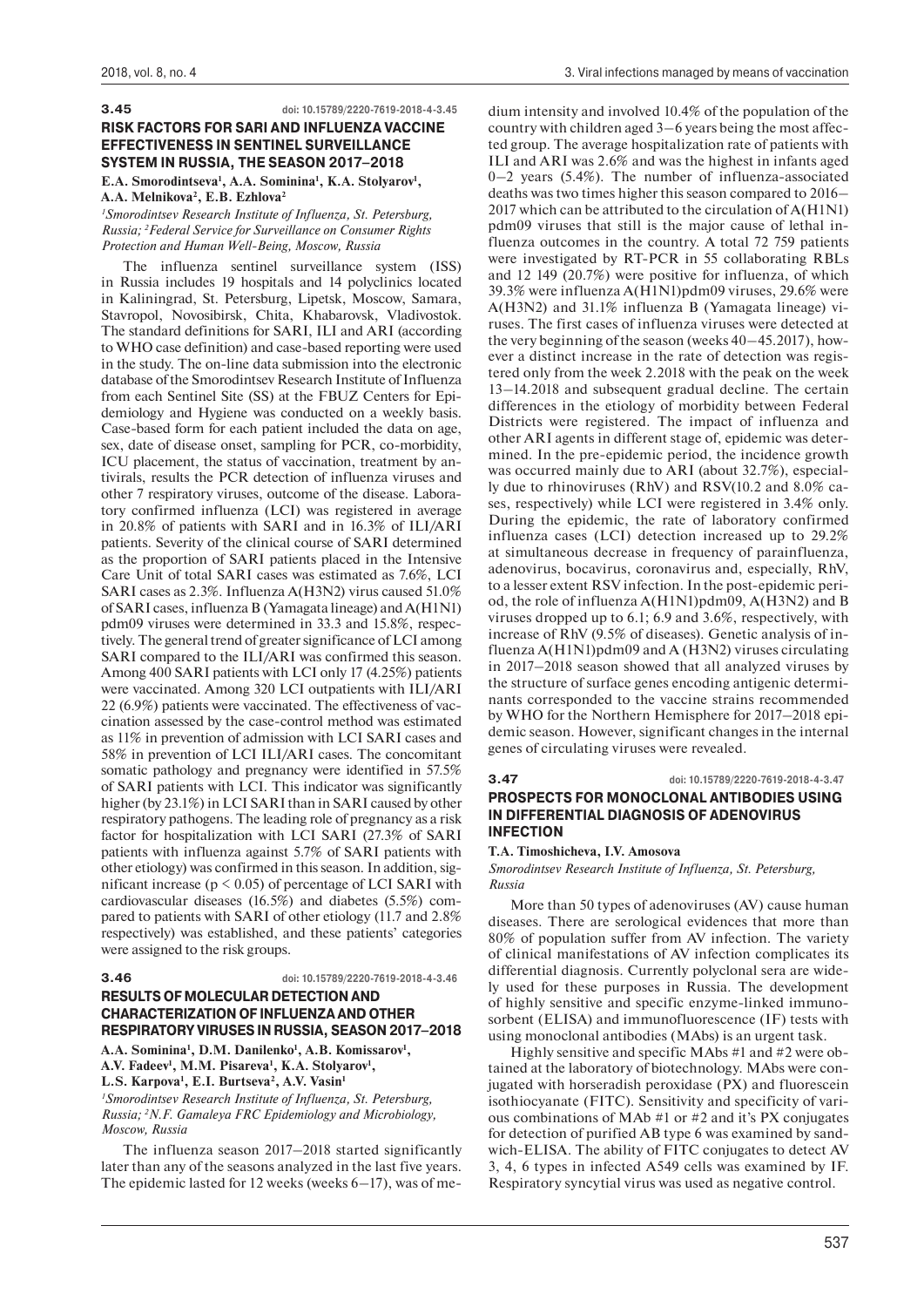**3.45** doi: 10.15789/2220-7619-2018-4-3.45

## RISK FACTORS FOR SARI AND INFLUENZA VACCINE EFFECTIVENESS IN SENTINEL SURVEILLANCE SYSTEM IN RUSSIA, THE SEASON 2017–2018

**E.A. Smorodintseva[1], A.A. Sominina[1], K.A. Stolyarov[1], A.A. Melnikova[2], E.B. Ezhlova[2]**

*[1]Smorodintsev Research Institute of Influenza, St. Petersburg, Russia; [2]Federal Service for Surveillance on Consumer Rights Protection and Human Well-Being, Moscow, Russia*

The influenza sentinel surveillance system (ISS) in Russia includes 19 hospitals and 14 polyclinics located in Kaliningrad, St. Petersburg, Lipetsk, Moscow, Samara, Stavropol, Novosibirsk, Chita, Khabarovsk, Vladivostok. The standard definitions for SARI, ILI and ARI (according to WHO case definition) and case-based reporting were used in the study. The on-line data submission into the electronic database of the Smorodintsev Research Institute of Influenza from each Sentinel Site (SS) at the FBUZ Centers for Epidemiology and Hygiene was conducted on a weekly basis. Case-based form for each patient included the data on age, sex, date of disease onset, sampling for PCR, co-morbidity, ICU placement, the status of vaccination, treatment by antivirals, results the PCR detection of influenza viruses and other 7 respiratory viruses, outcome of the disease. Laboratory confirmed influenza (LCI) was registered in average in 20.8% of patients with SARI and in 16.3% of ILI/ARI patients. Severity of the clinical course of SARI determined as the proportion of SARI patients placed in the Intensive Care Unit of total SARI cases was estimated as 7.6%, LCI SARI cases as 2.3%. Influenza A(H3N2) virus caused 51.0% of SARI cases, influenza B (Yamagata lineage) and A(H1N1)pdm09 viruses were determined in 33.3 and 15.8%, respectively. The general trend of greater significance of LCI among SARI compared to the ILI/ARI was confirmed this season. Among 400 SARI patients with LCI only 17 (4.25%) patients were vaccinated. Among 320 LCI outpatients with ILI/ARI 22 (6.9%) patients were vaccinated. The effectiveness of vaccination assessed by the case-control method was estimated as 11% in prevention of admission with LCI SARI cases and 58% in prevention of LCI ILI/ARI cases. The concomitant somatic pathology and pregnancy were identified in 57.5% of SARI patients with LCI. This indicator was significantly higher (by 23.1%) in LCI SARI than in SARI caused by other respiratory pathogens. The leading role of pregnancy as a risk factor for hospitalization with LCI SARI (27.3% of SARI patients with influenza against 5.7% of SARI patients with other etiology) was confirmed in this season. In addition, significant increase ($p < 0.05$) of percentage of LCI SARI with cardiovascular diseases (16.5%) and diabetes (5.5%) compared to patients with SARI of other etiology (11.7 and 2.8% respectively) was established, and these patients' categories were assigned to the risk groups.

**3.46** doi: 10.15789/2220-7619-2018-4-3.46

## RESULTS OF MOLECULAR DETECTION AND CHARACTERIZATION OF INFLUENZA AND OTHER RESPIRATORY VIRUSES IN RUSSIA, SEASON 2017–2018

**A.A. Sominina[1], D.M. Danilenko[1], A.B. Komissarov[1], A.V. Fadeev[1], M.M. Pisareva[1], K.A. Stolyarov[1], L.S. Karpova[1], E.I. Burtseva[2], A.V. Vasin[1]**

*[1]Smorodintsev Research Institute of Influenza, St. Petersburg, Russia; [2]N.F. Gamaleya FRC Epidemiology and Microbiology, Moscow, Russia*

The influenza season 2017–2018 started significantly later than any of the seasons analyzed in the last five years. The epidemic lasted for 12 weeks (weeks 6–17), was of medium intensity and involved 10.4% of the population of the country with children aged 3–6 years being the most affected group. The average hospitalization rate of patients with ILI and ARI was 2.6% and was the highest in infants aged 0–2 years (5.4%). The number of influenza-associated deaths was two times higher this season compared to 2016–2017 which can be attributed to the circulation of A(H1N1)pdm09 viruses that still is the major cause of lethal influenza outcomes in the country. A total 72 759 patients were investigated by RT-PCR in 55 collaborating RBLs and 12 149 (20.7%) were positive for influenza, of which 39.3% were influenza A(H1N1)pdm09 viruses, 29.6% were A(H3N2) and 31.1% influenza B (Yamagata lineage) viruses. The first cases of influenza viruses were detected at the very beginning of the season (weeks 40–45.2017), however a distinct increase in the rate of detection was registered only from the week 2.2018 with the peak on the week 13–14.2018 and subsequent gradual decline. The certain differences in the etiology of morbidity between Federal Districts were registered. The impact of influenza and other ARI agents in different stage of, epidemic was determined. In the pre-epidemic period, the incidence growth was occurred mainly due to ARI (about 32.7%), especially due to rhinoviruses (RhV) and RSV(10.2 and 8.0% cases, respectively) while LCI were registered in 3.4% only. During the epidemic, the rate of laboratory confirmed influenza cases (LCI) detection increased up to 29.2% at simultaneous decrease in frequency of parainfluenza, adenovirus, bocavirus, coronavirus and, especially, RhV, to a lesser extent RSV infection. In the post-epidemic period, the role of influenza A(H1N1)pdm09, A(H3N2) and B viruses dropped up to 6.1; 6.9 and 3.6%, respectively, with increase of RhV (9.5% of diseases). Genetic analysis of influenza A(H1N1)pdm09 and A (H3N2) viruses circulating in 2017–2018 season showed that all analyzed viruses by the structure of surface genes encoding antigenic determinants corresponded to the vaccine strains recommended by WHO for the Northern Hemisphere for 2017–2018 epidemic season. However, significant changes in the internal genes of circulating viruses were revealed.

**3.47** doi: 10.15789/2220-7619-2018-4-3.47

## PROSPECTS FOR MONOCLONAL ANTIBODIES USING IN DIFFERENTIAL DIAGNOSIS OF ADENOVIRUS INFECTION

**T.A. Timoshicheva, I.V. Amosova**

*Smorodintsev Research Institute of Influenza, St. Petersburg, Russia*

More than 50 types of adenoviruses (AV) cause human diseases. There are serological evidences that more than 80% of population suffer from AV infection. The variety of clinical manifestations of AV infection complicates its differential diagnosis. Currently polyclonal sera are widely used for these purposes in Russia. The development of highly sensitive and specific enzyme-linked immunosorbent (ELISA) and immunofluorescence (IF) tests with using monoclonal antibodies (MAbs) is an urgent task.

Highly sensitive and specific MAbs #1 and #2 were obtained at the laboratory of biotechnology. MAbs were conjugated with horseradish peroxidase (PX) and fluorescein isothiocyanate (FITC). Sensitivity and specificity of various combinations of MAb #1 or #2 and it's PX conjugates for detection of purified AB type 6 was examined by sandwich-ELISA. The ability of FITC conjugates to detect AV 3, 4, 6 types in infected A549 cells was examined by IF. Respiratory syncytial virus was used as negative control.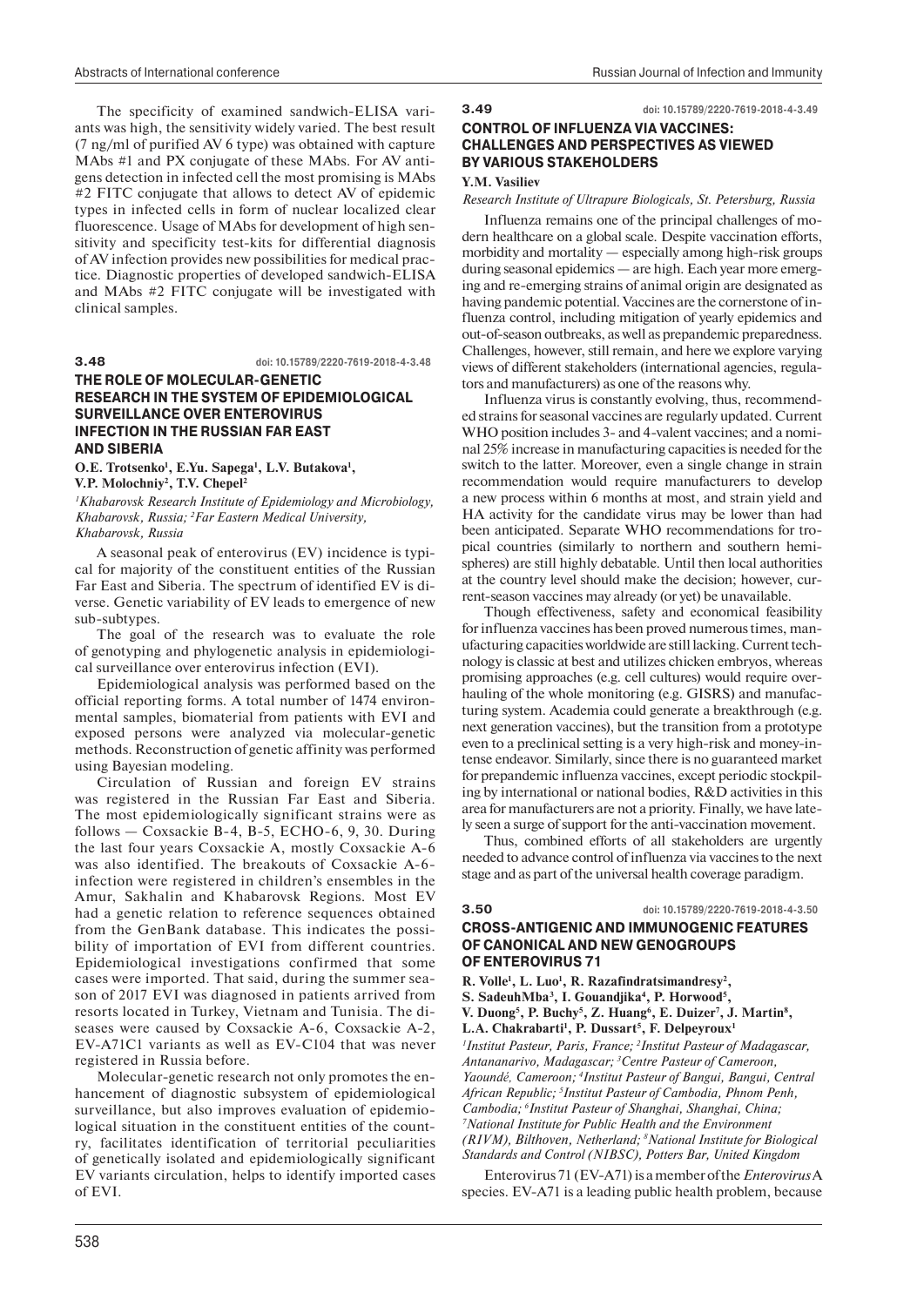The specificity of examined sandwich-ELISA variants was high, the sensitivity widely varied. The best result (7 ng/ml of purified AV 6 type) was obtained with capture MAbs #1 and PX conjugate of these MAbs. For AV antigens detection in infected cell the most promising is MAbs #2 FITC conjugate that allows to detect AV of epidemic types in infected cells in form of nuclear localized clear fluorescence. Usage of MAbs for development of high sensitivity and specificity test-kits for differential diagnosis of AV infection provides new possibilities for medical practice. Diagnostic properties of developed sandwich-ELISA and MAbs #2 FITC conjugate will be investigated with clinical samples.

**3.48** doi: 10.15789/2220-7619-2018-4-3.48

## THE ROLE OF MOLECULAR-GENETIC RESEARCH IN THE SYSTEM OF EPIDEMIOLOGICAL SURVEILLANCE OVER ENTEROVIRUS INFECTION IN THE RUSSIAN FAR EAST AND SIBERIA

**O.E. Trotsenko[1], E.Yu. Sapega[1], L.V. Butakova[1], V.P. Molochniy[2], T.V. Chepel[2]**

*[1]Khabarovsk Research Institute of Epidemiology and Microbiology, Khabarovsk, Russia; [2]Far Eastern Medical University, Khabarovsk, Russia*

A seasonal peak of enterovirus (EV) incidence is typical for majority of the constituent entities of the Russian Far East and Siberia. The spectrum of identified EV is diverse. Genetic variability of EV leads to emergence of new sub-subtypes.

The goal of the research was to evaluate the role of genotyping and phylogenetic analysis in epidemiological surveillance over enterovirus infection (EVI).

Epidemiological analysis was performed based on the official reporting forms. A total number of 1474 environmental samples, biomaterial from patients with EVI and exposed persons were analyzed via molecular-genetic methods. Reconstruction of genetic affinity was performed using Bayesian modeling.

Circulation of Russian and foreign EV strains was registered in the Russian Far East and Siberia. The most epidemiologically significant strains were as follows — Coxsackie B-4, B-5, ECHO-6, 9, 30. During the last four years Coxsackie A, mostly Coxsackie A-6 was also identified. The breakouts of Coxsackie A-6-infection were registered in children's ensembles in the Amur, Sakhalin and Khabarovsk Regions. Most EV had a genetic relation to reference sequences obtained from the GenBank database. This indicates the possibility of importation of EVI from different countries. Epidemiological investigations confirmed that some cases were imported. That said, during the summer season of 2017 EVI was diagnosed in patients arrived from resorts located in Turkey, Vietnam and Tunisia. The diseases were caused by Coxsackie A-6, Coxsackie A-2, EV-A71C1 variants as well as EV-C104 that was never registered in Russia before.

Molecular-genetic research not only promotes the enhancement of diagnostic subsystem of epidemiological surveillance, but also improves evaluation of epidemiological situation in the constituent entities of the country, facilitates identification of territorial peculiarities of genetically isolated and epidemiologically significant EV variants circulation, helps to identify imported cases of EVI.

**3.49** doi: 10.15789/2220-7619-2018-4-3.49

## CONTROL OF INFLUENZA VIA VACCINES: CHALLENGES AND PERSPECTIVES AS VIEWED BY VARIOUS STAKEHOLDERS

**Y.M. Vasiliev**

*Research Institute of Ultrapure Biologicals, St. Petersburg, Russia*

Influenza remains one of the principal challenges of modern healthcare on a global scale. Despite vaccination efforts, morbidity and mortality — especially among high-risk groups during seasonal epidemics — are high. Each year more emerging and re-emerging strains of animal origin are designated as having pandemic potential. Vaccines are the cornerstone of influenza control, including mitigation of yearly epidemics and out-of-season outbreaks, as well as prepandemic preparedness. Challenges, however, still remain, and here we explore varying views of different stakeholders (international agencies, regulators and manufacturers) as one of the reasons why.

Influenza virus is constantly evolving, thus, recommended strains for seasonal vaccines are regularly updated. Current WHO position includes 3- and 4-valent vaccines; and a nominal 25% increase in manufacturing capacities is needed for the switch to the latter. Moreover, even a single change in strain recommendation would require manufacturers to develop a new process within 6 months at most, and strain yield and HA activity for the candidate virus may be lower than had been anticipated. Separate WHO recommendations for tropical countries (similarly to northern and southern hemispheres) are still highly debatable. Until then local authorities at the country level should make the decision; however, current-season vaccines may already (or yet) be unavailable.

Though effectiveness, safety and economical feasibility for influenza vaccines has been proved numerous times, manufacturing capacities worldwide are still lacking. Current technology is classic at best and utilizes chicken embryos, whereas promising approaches (e.g. cell cultures) would require overhauling of the whole monitoring (e.g. GISRS) and manufacturing system. Academia could generate a breakthrough (e.g. next generation vaccines), but the transition from a prototype even to a preclinical setting is a very high-risk and money-intense endeavor. Similarly, since there is no guaranteed market for prepandemic influenza vaccines, except periodic stockpiling by international or national bodies, R&D activities in this area for manufacturers are not a priority. Finally, we have lately seen a surge of support for the anti-vaccination movement.

Thus, combined efforts of all stakeholders are urgently needed to advance control of influenza via vaccines to the next stage and as part of the universal health coverage paradigm.

**3.50** doi: 10.15789/2220-7619-2018-4-3.50

## CROSS-ANTIGENIC AND IMMUNOGENIC FEATURES OF CANONICAL AND NEW GENOGROUPS OF ENTEROVIRUS 71

**R. Volle[1], L. Luo[1], R. Razafindratsimandresy[2], S. SadeuhMba[3], I. Gouandjika[4], P. Horwood[5], V. Duong[5], P. Buchy[5], Z. Huang[6], E. Duizer[7], J. Martin[8], L.A. Chakrabarti[1], P. Dussart[5], F. Delpeyroux[1]**

*[1]Institut Pasteur, Paris, France; [2]Institut Pasteur of Madagascar, Antananarivo, Madagascar; [3]Centre Pasteur of Cameroon, Yaoundé, Cameroon; [4]Institut Pasteur of Bangui, Bangui, Central African Republic; [5]Institut Pasteur of Cambodia, Phnom Penh, Cambodia; [6]Institut Pasteur of Shanghai, Shanghai, China; [7]National Institute for Public Health and the Environment (RIVM), Bilthoven, Netherland; [8]National Institute for Biological Standards and Control (NIBSC), Potters Bar, United Kingdom*

Enterovirus 71 (EV-A71) is a member of the *Enterovirus* A species. EV-A71 is a leading public health problem, because